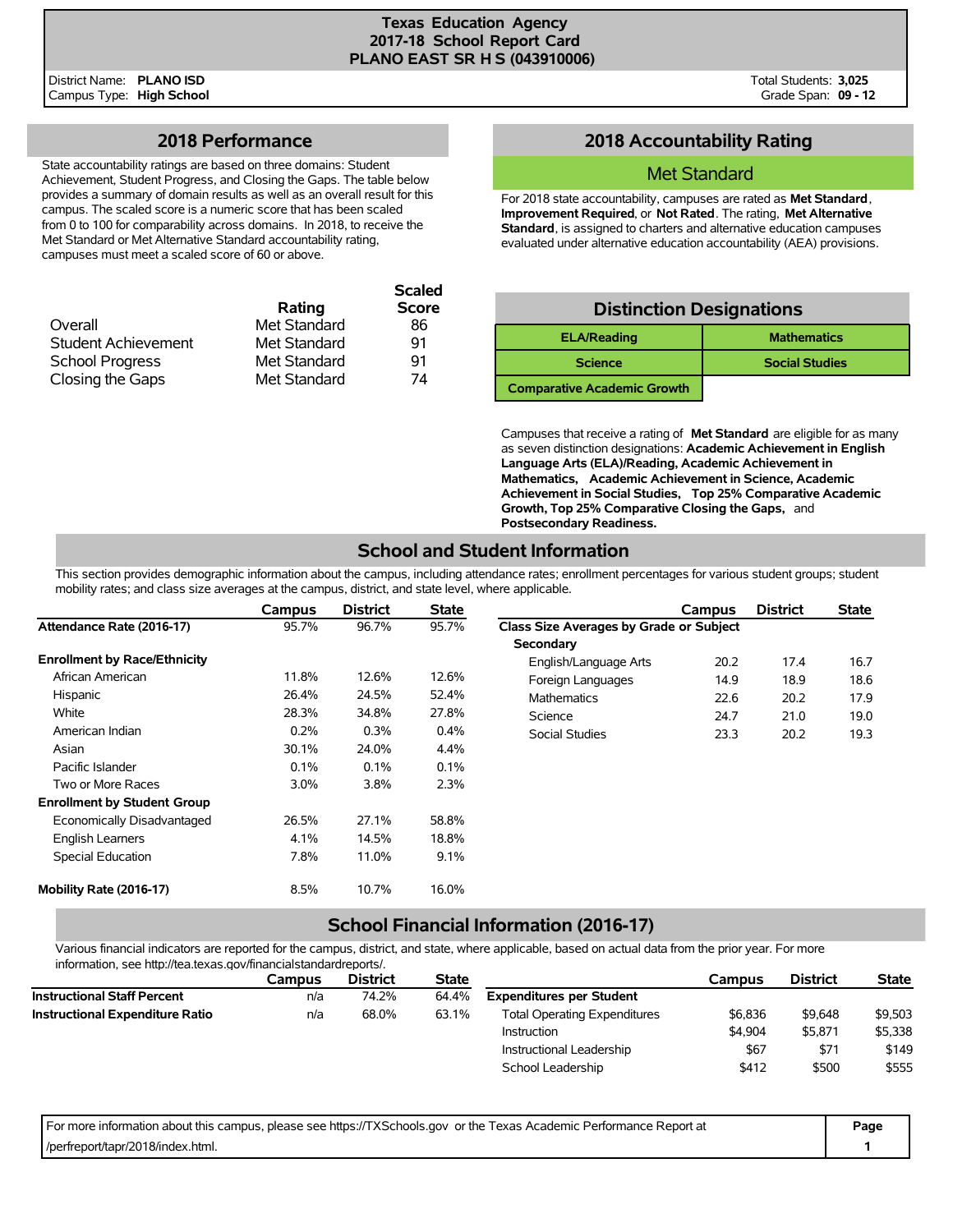# Texas Education Agency
## 2017-18 School Report Card
## PLANO EAST SR H S (043910006)

District Name: **PLANO ISD**
Campus Type: **High School**

Total Students: **3,025**
Grade Span: **09 - 12**

## 2018 Performance

State accountability ratings are based on three domains: Student Achievement, Student Progress, and Closing the Gaps. The table below provides a summary of domain results as well as an overall result for this campus. The scaled score is a numeric score that has been scaled from 0 to 100 for comparability across domains. In 2018, to receive the Met Standard or Met Alternative Standard accountability rating, campuses must meet a scaled score of 60 or above.

| | Rating | Scaled Score |
|---|---|---|
| Overall | Met Standard | 86 |
| Student Achievement | Met Standard | 91 |
| School Progress | Met Standard | 91 |
| Closing the Gaps | Met Standard | 74 |

## 2018 Accountability Rating

**Met Standard**

For 2018 state accountability, campuses are rated as **Met Standard**, **Improvement Required**, or **Not Rated**. The rating, **Met Alternative Standard**, is assigned to charters and alternative education campuses evaluated under alternative education accountability (AEA) provisions.

## Distinction Designations

| | |
|---|---|
| **ELA/Reading** | **Mathematics** |
| **Science** | **Social Studies** |
| **Comparative Academic Growth** | |

Campuses that receive a rating of **Met Standard** are eligible for as many as seven distinction designations: **Academic Achievement in English Language Arts (ELA)/Reading, Academic Achievement in Mathematics, Academic Achievement in Science, Academic Achievement in Social Studies, Top 25% Comparative Academic Growth, Top 25% Comparative Closing the Gaps,** and **Postsecondary Readiness.**

## School and Student Information

This section provides demographic information about the campus, including attendance rates; enrollment percentages for various student groups; student mobility rates; and class size averages at the campus, district, and state level, where applicable.

| | Campus | District | State |
|---|---|---|---|
| **Attendance Rate (2016-17)** | 95.7% | 96.7% | 95.7% |
| **Enrollment by Race/Ethnicity** | | | |
| African American | 11.8% | 12.6% | 12.6% |
| Hispanic | 26.4% | 24.5% | 52.4% |
| White | 28.3% | 34.8% | 27.8% |
| American Indian | 0.2% | 0.3% | 0.4% |
| Asian | 30.1% | 24.0% | 4.4% |
| Pacific Islander | 0.1% | 0.1% | 0.1% |
| Two or More Races | 3.0% | 3.8% | 2.3% |
| **Enrollment by Student Group** | | | |
| Economically Disadvantaged | 26.5% | 27.1% | 58.8% |
| English Learners | 4.1% | 14.5% | 18.8% |
| Special Education | 7.8% | 11.0% | 9.1% |
| **Mobility Rate (2016-17)** | 8.5% | 10.7% | 16.0% |

| | Campus | District | State |
|---|---|---|---|
| **Class Size Averages by Grade or Subject** | | | |
| **Secondary** | | | |
| English/Language Arts | 20.2 | 17.4 | 16.7 |
| Foreign Languages | 14.9 | 18.9 | 18.6 |
| Mathematics | 22.6 | 20.2 | 17.9 |
| Science | 24.7 | 21.0 | 19.0 |
| Social Studies | 23.3 | 20.2 | 19.3 |

## School Financial Information (2016-17)

Various financial indicators are reported for the campus, district, and state, where applicable, based on actual data from the prior year. For more information, see http://tea.texas.gov/financialstandardreports/.

| | Campus | District | State |
|---|---|---|---|
| **Instructional Staff Percent** | n/a | 74.2% | 64.4% |
| **Instructional Expenditure Ratio** | n/a | 68.0% | 63.1% |

| | Campus | District | State |
|---|---|---|---|
| **Expenditures per Student** | | | |
| Total Operating Expenditures | $6,836 | $9,648 | $9,503 |
| Instruction | $4,904 | $5,871 | $5,338 |
| Instructional Leadership | $67 | $71 | $149 |
| School Leadership | $412 | $500 | $555 |

For more information about this campus, please see https://TXSchools.gov or the Texas Academic Performance Report at /perfreport/tapr/2018/index.html.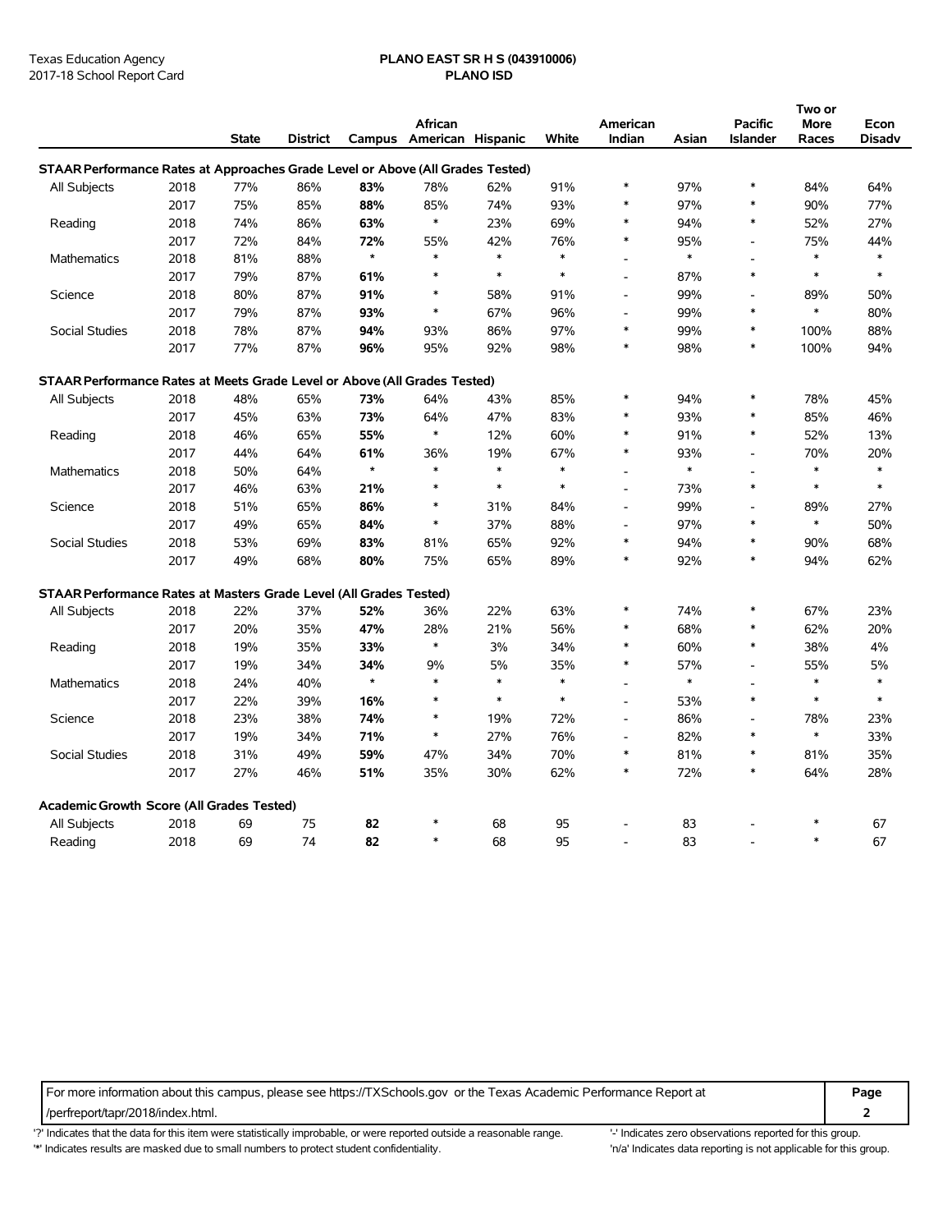Texas Education Agency
2017-18 School Report Card

**PLANO EAST SR H S (043910006)**
**PLANO ISD**

| | | State | District | Campus | African American | Hispanic | White | American Indian | Asian | Pacific Islander | Two or More Races | Econ Disadv |
|---|---|---|---|---|---|---|---|---|---|---|---|---|
| **STAAR Performance Rates at Approaches Grade Level or Above (All Grades Tested)** | | | | | | | | | | | | |
| All Subjects | 2018 | 77% | 86% | **83%** | 78% | 62% | 91% | * | 97% | * | 84% | 64% |
| | 2017 | 75% | 85% | **88%** | 85% | 74% | 93% | * | 97% | * | 90% | 77% |
| Reading | 2018 | 74% | 86% | **63%** | * | 23% | 69% | * | 94% | * | 52% | 27% |
| | 2017 | 72% | 84% | **72%** | 55% | 42% | 76% | * | 95% | - | 75% | 44% |
| Mathematics | 2018 | 81% | 88% | * | * | * | * | - | * | - | * | * |
| | 2017 | 79% | 87% | **61%** | * | * | * | - | 87% | * | * | * |
| Science | 2018 | 80% | 87% | **91%** | * | 58% | 91% | - | 99% | - | 89% | 50% |
| | 2017 | 79% | 87% | **93%** | * | 67% | 96% | - | 99% | * | * | 80% |
| Social Studies | 2018 | 78% | 87% | **94%** | 93% | 86% | 97% | * | 99% | * | 100% | 88% |
| | 2017 | 77% | 87% | **96%** | 95% | 92% | 98% | * | 98% | * | 100% | 94% |
| **STAAR Performance Rates at Meets Grade Level or Above (All Grades Tested)** | | | | | | | | | | | | |
| All Subjects | 2018 | 48% | 65% | **73%** | 64% | 43% | 85% | * | 94% | * | 78% | 45% |
| | 2017 | 45% | 63% | **73%** | 64% | 47% | 83% | * | 93% | * | 85% | 46% |
| Reading | 2018 | 46% | 65% | **55%** | * | 12% | 60% | * | 91% | * | 52% | 13% |
| | 2017 | 44% | 64% | **61%** | 36% | 19% | 67% | * | 93% | - | 70% | 20% |
| Mathematics | 2018 | 50% | 64% | * | * | * | * | - | * | - | * | * |
| | 2017 | 46% | 63% | **21%** | * | * | * | - | 73% | * | * | * |
| Science | 2018 | 51% | 65% | **86%** | * | 31% | 84% | - | 99% | - | 89% | 27% |
| | 2017 | 49% | 65% | **84%** | * | 37% | 88% | - | 97% | * | * | 50% |
| Social Studies | 2018 | 53% | 69% | **83%** | 81% | 65% | 92% | * | 94% | * | 90% | 68% |
| | 2017 | 49% | 68% | **80%** | 75% | 65% | 89% | * | 92% | * | 94% | 62% |
| **STAAR Performance Rates at Masters Grade Level (All Grades Tested)** | | | | | | | | | | | | |
| All Subjects | 2018 | 22% | 37% | **52%** | 36% | 22% | 63% | * | 74% | * | 67% | 23% |
| | 2017 | 20% | 35% | **47%** | 28% | 21% | 56% | * | 68% | * | 62% | 20% |
| Reading | 2018 | 19% | 35% | **33%** | * | 3% | 34% | * | 60% | * | 38% | 4% |
| | 2017 | 19% | 34% | **34%** | 9% | 5% | 35% | * | 57% | - | 55% | 5% |
| Mathematics | 2018 | 24% | 40% | * | * | * | * | - | * | - | * | * |
| | 2017 | 22% | 39% | **16%** | * | * | * | - | 53% | * | * | * |
| Science | 2018 | 23% | 38% | **74%** | * | 19% | 72% | - | 86% | - | 78% | 23% |
| | 2017 | 19% | 34% | **71%** | * | 27% | 76% | - | 82% | * | * | 33% |
| Social Studies | 2018 | 31% | 49% | **59%** | 47% | 34% | 70% | * | 81% | * | 81% | 35% |
| | 2017 | 27% | 46% | **51%** | 35% | 30% | 62% | * | 72% | * | 64% | 28% |
| **Academic Growth Score (All Grades Tested)** | | | | | | | | | | | | |
| All Subjects | 2018 | 69 | 75 | **82** | * | 68 | 95 | - | 83 | - | * | 67 |
| Reading | 2018 | 69 | 74 | **82** | * | 68 | 95 | - | 83 | - | * | 67 |

For more information about this campus, please see https://TXSchools.gov or the Texas Academic Performance Report at /perfreport/tapr/2018/index.html.

'?' Indicates that the data for this item were statistically improbable, or were reported outside a reasonable range.
'*' Indicates results are masked due to small numbers to protect student confidentiality.
'-' Indicates zero observations reported for this group.
'n/a' Indicates data reporting is not applicable for this group.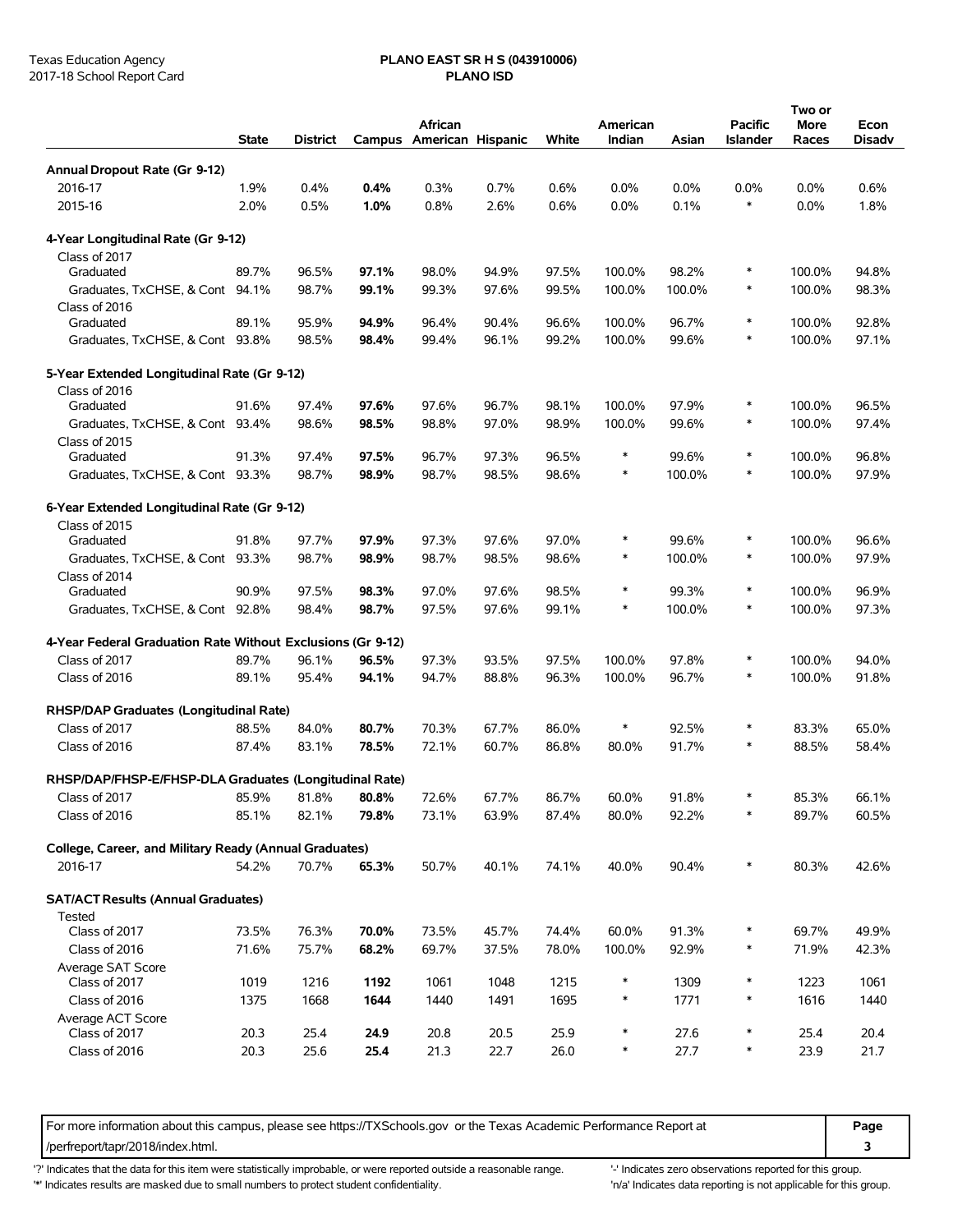Texas Education Agency
2017-18 School Report Card

**PLANO EAST SR H S (043910006)**
**PLANO ISD**

| | State | District | Campus | African American | Hispanic | White | American Indian | Asian | Pacific Islander | Two or More Races | Econ Disadv |
|---|---|---|---|---|---|---|---|---|---|---|---|
| **Annual Dropout Rate (Gr 9-12)** | | | | | | | | | | | |
| 2016-17 | 1.9% | 0.4% | **0.4%** | 0.3% | 0.7% | 0.6% | 0.0% | 0.0% | 0.0% | 0.0% | 0.6% |
| 2015-16 | 2.0% | 0.5% | **1.0%** | 0.8% | 2.6% | 0.6% | 0.0% | 0.1% | * | 0.0% | 1.8% |
| **4-Year Longitudinal Rate (Gr 9-12)** | | | | | | | | | | | |
| Class of 2017 | | | | | | | | | | | |
| Graduated | 89.7% | 96.5% | **97.1%** | 98.0% | 94.9% | 97.5% | 100.0% | 98.2% | * | 100.0% | 94.8% |
| Graduates, TxCHSE, & Cont | 94.1% | 98.7% | **99.1%** | 99.3% | 97.6% | 99.5% | 100.0% | 100.0% | * | 100.0% | 98.3% |
| Class of 2016 | | | | | | | | | | | |
| Graduated | 89.1% | 95.9% | **94.9%** | 96.4% | 90.4% | 96.6% | 100.0% | 96.7% | * | 100.0% | 92.8% |
| Graduates, TxCHSE, & Cont | 93.8% | 98.5% | **98.4%** | 99.4% | 96.1% | 99.2% | 100.0% | 99.6% | * | 100.0% | 97.1% |
| **5-Year Extended Longitudinal Rate (Gr 9-12)** | | | | | | | | | | | |
| Class of 2016 | | | | | | | | | | | |
| Graduated | 91.6% | 97.4% | **97.6%** | 97.6% | 96.7% | 98.1% | 100.0% | 97.9% | * | 100.0% | 96.5% |
| Graduates, TxCHSE, & Cont | 93.4% | 98.6% | **98.5%** | 98.8% | 97.0% | 98.9% | 100.0% | 99.6% | * | 100.0% | 97.4% |
| Class of 2015 | | | | | | | | | | | |
| Graduated | 91.3% | 97.4% | **97.5%** | 96.7% | 97.3% | 96.5% | * | 99.6% | * | 100.0% | 96.8% |
| Graduates, TxCHSE, & Cont | 93.3% | 98.7% | **98.9%** | 98.7% | 98.5% | 98.6% | * | 100.0% | * | 100.0% | 97.9% |
| **6-Year Extended Longitudinal Rate (Gr 9-12)** | | | | | | | | | | | |
| Class of 2015 | | | | | | | | | | | |
| Graduated | 91.8% | 97.7% | **97.9%** | 97.3% | 97.6% | 97.0% | * | 99.6% | * | 100.0% | 96.6% |
| Graduates, TxCHSE, & Cont | 93.3% | 98.7% | **98.9%** | 98.7% | 98.5% | 98.6% | * | 100.0% | * | 100.0% | 97.9% |
| Class of 2014 | | | | | | | | | | | |
| Graduated | 90.9% | 97.5% | **98.3%** | 97.0% | 97.6% | 98.5% | * | 99.3% | * | 100.0% | 96.9% |
| Graduates, TxCHSE, & Cont | 92.8% | 98.4% | **98.7%** | 97.5% | 97.6% | 99.1% | * | 100.0% | * | 100.0% | 97.3% |
| **4-Year Federal Graduation Rate Without Exclusions (Gr 9-12)** | | | | | | | | | | | |
| Class of 2017 | 89.7% | 96.1% | **96.5%** | 97.3% | 93.5% | 97.5% | 100.0% | 97.8% | * | 100.0% | 94.0% |
| Class of 2016 | 89.1% | 95.4% | **94.1%** | 94.7% | 88.8% | 96.3% | 100.0% | 96.7% | * | 100.0% | 91.8% |
| **RHSP/DAP Graduates (Longitudinal Rate)** | | | | | | | | | | | |
| Class of 2017 | 88.5% | 84.0% | **80.7%** | 70.3% | 67.7% | 86.0% | * | 92.5% | * | 83.3% | 65.0% |
| Class of 2016 | 87.4% | 83.1% | **78.5%** | 72.1% | 60.7% | 86.8% | 80.0% | 91.7% | * | 88.5% | 58.4% |
| **RHSP/DAP/FHSP-E/FHSP-DLA Graduates (Longitudinal Rate)** | | | | | | | | | | | |
| Class of 2017 | 85.9% | 81.8% | **80.8%** | 72.6% | 67.7% | 86.7% | 60.0% | 91.8% | * | 85.3% | 66.1% |
| Class of 2016 | 85.1% | 82.1% | **79.8%** | 73.1% | 63.9% | 87.4% | 80.0% | 92.2% | * | 89.7% | 60.5% |
| **College, Career, and Military Ready (Annual Graduates)** | | | | | | | | | | | |
| 2016-17 | 54.2% | 70.7% | **65.3%** | 50.7% | 40.1% | 74.1% | 40.0% | 90.4% | * | 80.3% | 42.6% |
| **SAT/ACT Results (Annual Graduates)** | | | | | | | | | | | |
| Tested | | | | | | | | | | | |
| Class of 2017 | 73.5% | 76.3% | **70.0%** | 73.5% | 45.7% | 74.4% | 60.0% | 91.3% | * | 69.7% | 49.9% |
| Class of 2016 | 71.6% | 75.7% | **68.2%** | 69.7% | 37.5% | 78.0% | 100.0% | 92.9% | * | 71.9% | 42.3% |
| Average SAT Score | | | | | | | | | | | |
| Class of 2017 | 1019 | 1216 | **1192** | 1061 | 1048 | 1215 | * | 1309 | * | 1223 | 1061 |
| Class of 2016 | 1375 | 1668 | **1644** | 1440 | 1491 | 1695 | * | 1771 | * | 1616 | 1440 |
| Average ACT Score | | | | | | | | | | | |
| Class of 2017 | 20.3 | 25.4 | **24.9** | 20.8 | 20.5 | 25.9 | * | 27.6 | * | 25.4 | 20.4 |
| Class of 2016 | 20.3 | 25.6 | **25.4** | 21.3 | 22.7 | 26.0 | * | 27.7 | * | 23.9 | 21.7 |

For more information about this campus, please see https://TXSchools.gov or the Texas Academic Performance Report at /perfreport/tapr/2018/index.html.

'?' Indicates that the data for this item were statistically improbable, or were reported outside a reasonable range.
'*' Indicates results are masked due to small numbers to protect student confidentiality.
'-' Indicates zero observations reported for this group.
'n/a' Indicates data reporting is not applicable for this group.